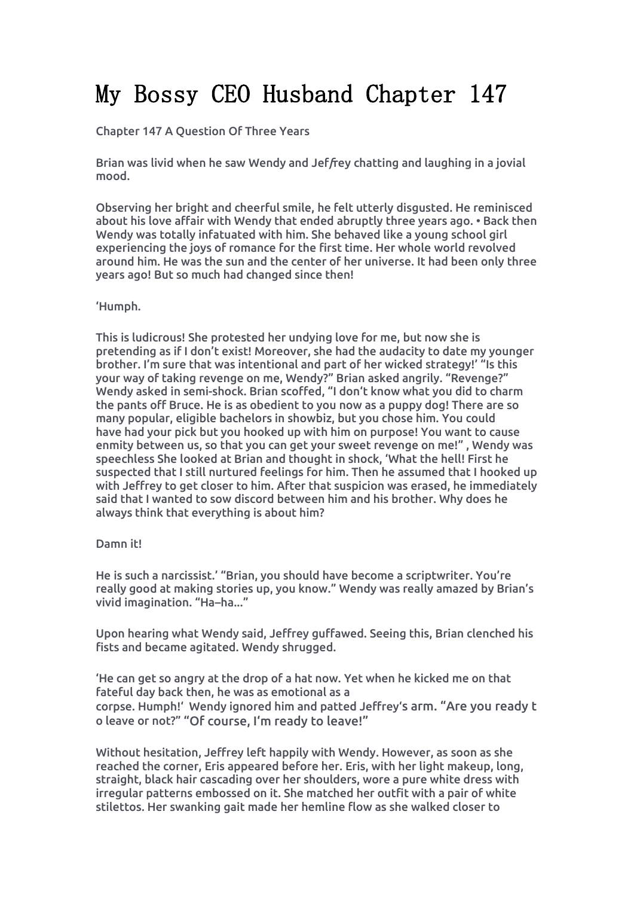# My Bossy CEO Husband Chapter 147

Chapter 147 A Question Of Three Years

Brian was livid when he saw Wendy and Jeffrey chatting and laughing in a jovial mood.

Observing her bright and cheerful smile, he felt utterly disgusted. He reminisced about his love affair with Wendy that ended abruptly three years ago. • Back then Wendy was totally infatuated with him. She behaved like a young school girl experiencing the joys of romance for the first time. Her whole world revolved around him. He was the sun and the center of her universe. It had been only three years ago! But so much had changed since then!

'Humph.

This is ludicrous! She protested her undying love for me, but now she is pretending as if I don't exist! Moreover, she had the audacity to date my younger brother. I'm sure that was intentional and part of her wicked strategy!' "Is this your way of taking revenge on me, Wendy?" Brian asked angrily. "Revenge?" Wendy asked in semi-shock. Brian scoffed, "I don't know what you did to charm the pants off Bruce. He is as obedient to you now as a puppy dog! There are so many popular, eligible bachelors in showbiz, but you chose him. You could have had your pick but you hooked up with him on purpose! You want to cause enmity between us, so that you can get your sweet revenge on me!" , Wendy was speechless She looked at Brian and thought in shock, 'What the hell! First he suspected that I still nurtured feelings for him. Then he assumed that I hooked up with Jeffrey to get closer to him. After that suspicion was erased, he immediately said that I wanted to sow discord between him and his brother. Why does he always think that everything is about him?

Damn it!

He is such a narcissist.' "Brian, you should have become a scriptwriter. You're really good at making stories up, you know." Wendy was really amazed by Brian's vivid imagination. "Ha–ha..."

Upon hearing what Wendy said, Jeffrey guffawed. Seeing this, Brian clenched his fists and became agitated. Wendy shrugged.

'He can get so angry at the drop of a hat now. Yet when he kicked me on that fateful day back then, he was as emotional as a corpse. Humph!' Wendy ignored him and patted Jeffrey's arm. "Are you ready to leave or not?" "Of course, I'm ready to leave!"

Without hesitation, Jeffrey left happily with Wendy. However, as soon as she reached the corner, Eris appeared before her. Eris, with her light makeup, long, straight, black hair cascading over her shoulders, wore a pure white dress with irregular patterns embossed on it. She matched her outfit with a pair of white stilettos. Her swanking gait made her hemline flow as she walked closer to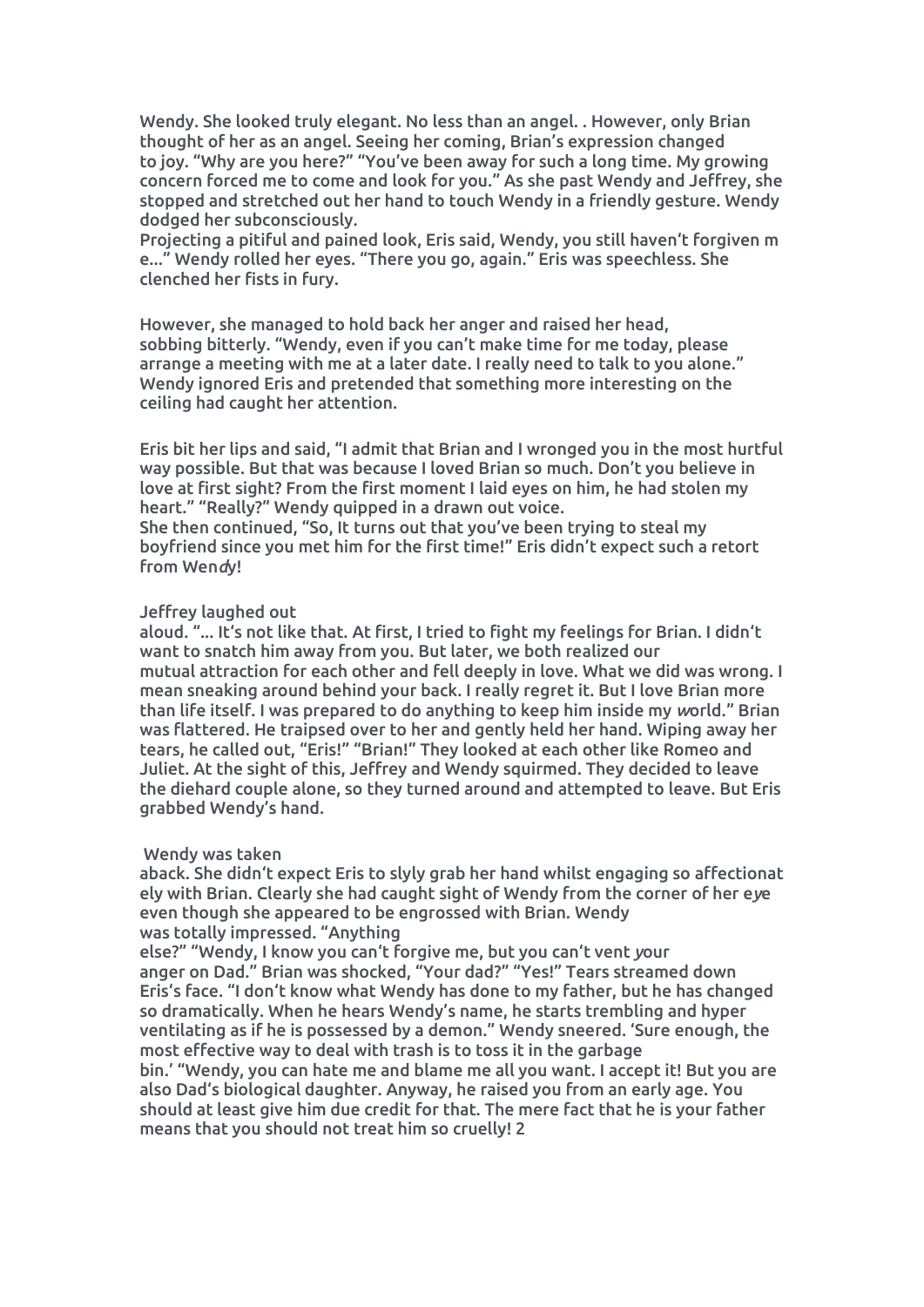Wendy. She looked truly elegant. No less than an angel. . However, only Brian thought of her as an angel. Seeing her coming, Brian's expression changed to joy. "Why are you here?" "You've been away for such a long time. My growing concern forced me to come and look for you." As she past Wendy and Jeffrey, she stopped and stretched out her hand to touch Wendy in a friendly gesture. Wendy dodged her subconsciously.

Projecting a pitiful and pained look, Eris said, Wendy, you still haven't forgiven m e..." Wendy rolled her eyes. "There you go, again." Eris was speechless. She clenched her fists in fury.

However, she managed to hold back her anger and raised her head, sobbing bitterly. "Wendy, even if you can't make time for me today, please arrange a meeting with me at a later date. I really need to talk to you alone." Wendy ignored Eris and pretended that something more interesting on the ceiling had caught her attention.

Eris bit her lips and said, "I admit that Brian and I wronged you in the most hurtful way possible. But that was because I loved Brian so much. Don't you believe in love at first sight? From the first moment I laid eyes on him, he had stolen my heart." "Really?" Wendy quipped in a drawn out voice.

She then continued, "So, It turns out that you've been trying to steal my boyfriend since you met him for the first time!" Eris didn't expect such a retort from Wendy!

Jeffrey laughed out aloud. "... It's not like that. At first, I tried to fight my feelings for Brian. I didn't want to snatch him away from you. But later, we both realized our mutual attraction for each other and fell deeply in love. What we did was wrong. I mean sneaking around behind your back. I really regret it. But I love Brian more than life itself. I was prepared to do anything to keep him inside my world." Brian was flattered. He traipsed over to her and gently held her hand. Wiping away her tears, he called out, "Eris!" "Brian!" They looked at each other like Romeo and Juliet. At the sight of this, Jeffrey and Wendy squirmed. They decided to leave the diehard couple alone, so they turned around and attempted to leave. But Eris grabbed Wendy's hand.

Wendy was taken aback. She didn't expect Eris to slyly grab her hand whilst engaging so affectionat ely with Brian. Clearly she had caught sight of Wendy from the corner of her eye even though she appeared to be engrossed with Brian. Wendy was totally impressed. "Anything else?" "Wendy, I know you can't forgive me, but you can't vent your anger on Dad." Brian was shocked, "Your dad?" "Yes!" Tears streamed down Eris's face. "I don't know what Wendy has done to my father, but he has changed so dramatically. When he hears Wendy's name, he starts trembling and hyper ventilating as if he is possessed by a demon." Wendy sneered. 'Sure enough, the most effective way to deal with trash is to toss it in the garbage bin.' "Wendy, you can hate me and blame me all you want. I accept it! But you are also Dad's biological daughter. Anyway, he raised you from an early age. You should at least give him due credit for that. The mere fact that he is your father means that you should not treat him so cruelly! 2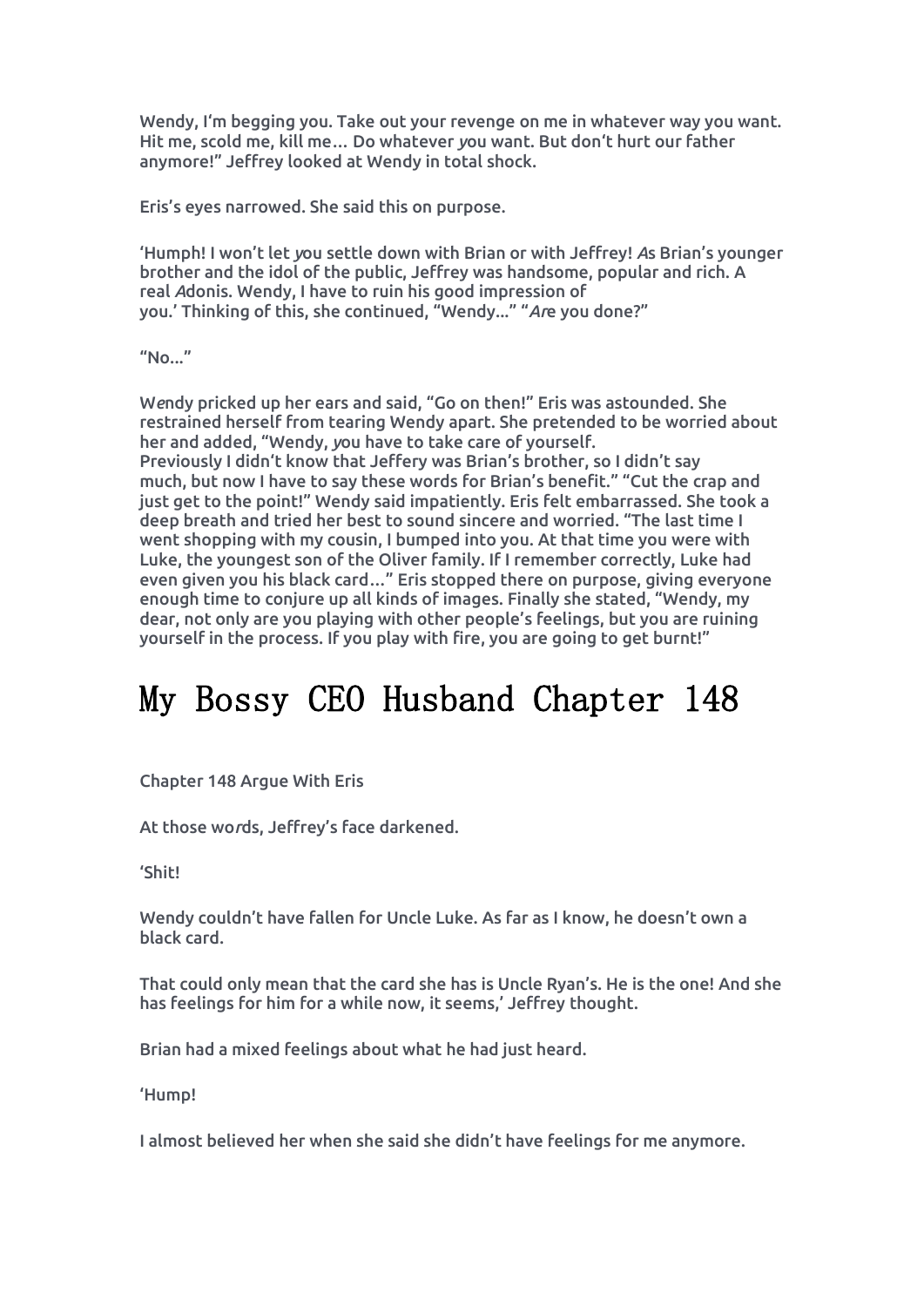Wendy, I'm begging you. Take out your revenge on me in whatever way you want. Hit me, scold me, kill me… Do whatever you want. But don't hurt our father anymore!" Jeffrey looked at Wendy in total shock.

Eris's eyes narrowed. She said this on purpose.

'Humph! I won't let you settle down with Brian or with Jeffrey! As Brian's younger brother and the idol of the public, Jeffrey was handsome, popular and rich. A real Adonis. Wendy, I have to ruin his good impression of you.' Thinking of this, she continued, "Wendy..." "Are you done?"

"No..."

Wendy pricked up her ears and said, "Go on then!" Eris was astounded. She restrained herself from tearing Wendy apart. She pretended to be worried about her and added, "Wendy, you have to take care of yourself.
Previously I didn't know that Jeffery was Brian's brother, so I didn't say much, but now I have to say these words for Brian's benefit." "Cut the crap and just get to the point!" Wendy said impatiently. Eris felt embarrassed. She took a deep breath and tried her best to sound sincere and worried. "The last time I went shopping with my cousin, I bumped into you. At that time you were with Luke, the youngest son of the Oliver family. If I remember correctly, Luke had even given you his black card…" Eris stopped there on purpose, giving everyone enough time to conjure up all kinds of images. Finally she stated, "Wendy, my dear, not only are you playing with other people's feelings, but you are ruining yourself in the process. If you play with fire, you are going to get burnt!"

# My Bossy CEO Husband Chapter 148

Chapter 148 Argue With Eris

At those words, Jeffrey's face darkened.

'Shit!

Wendy couldn't have fallen for Uncle Luke. As far as I know, he doesn't own a black card.

That could only mean that the card she has is Uncle Ryan's. He is the one! And she has feelings for him for a while now, it seems,' Jeffrey thought.

Brian had a mixed feelings about what he had just heard.

'Hump!

I almost believed her when she said she didn't have feelings for me anymore.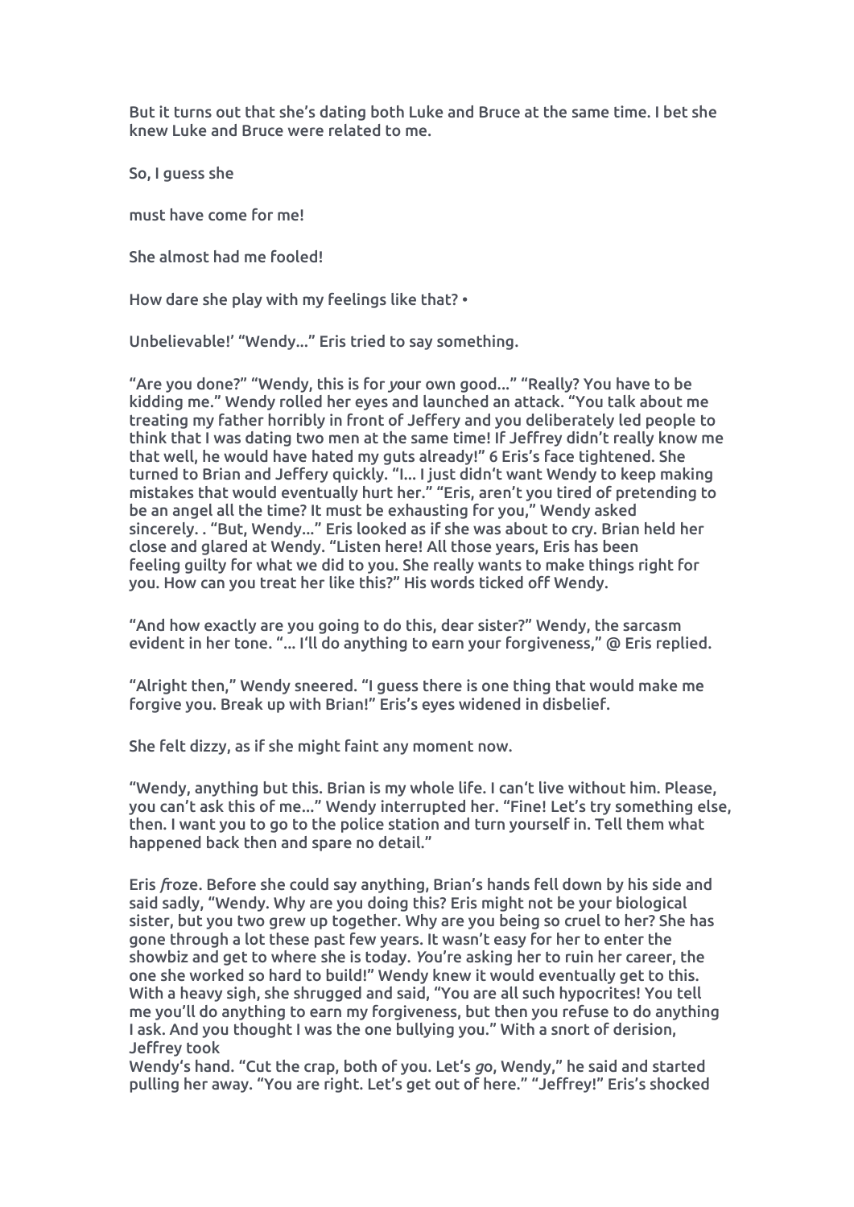But it turns out that she's dating both Luke and Bruce at the same time. I bet she knew Luke and Bruce were related to me.

So, I guess she

must have come for me!

She almost had me fooled!

How dare she play with my feelings like that? •

Unbelievable!' "Wendy..." Eris tried to say something.

"Are you done?" "Wendy, this is for *y*our own good..." "Really? You have to be kidding me." Wendy rolled her eyes and launched an attack. "You talk about me treating my father horribly in front of Jeffery and you deliberately led people to think that I was dating two men at the same time! If Jeffrey didn't really know me that well, he would have hated my guts already!" 6 Eris's face tightened. She turned to Brian and Jeffery quickly. "I... I just didn't want Wendy to keep making mistakes that would eventually hurt her." "Eris, aren't you tired of pretending to be an angel all the time? It must be exhausting for you," Wendy asked sincerely. . "But, Wendy..." Eris looked as if she was about to cry. Brian held her close and glared at Wendy. "Listen here! All those years, Eris has been feeling guilty for what we did to you. She really wants to make things right for you. How can you treat her like this?" His words ticked off Wendy.

"And how exactly are you going to do this, dear sister?" Wendy, the sarcasm evident in her tone. "... I'll do anything to earn your forgiveness," @ Eris replied.

"Alright then," Wendy sneered. "I guess there is one thing that would make me forgive you. Break up with Brian!" Eris's eyes widened in disbelief.

She felt dizzy, as if she might faint any moment now.

"Wendy, anything but this. Brian is my whole life. I can't live without him. Please, you can't ask this of me..." Wendy interrupted her. "Fine! Let's try something else, then. I want you to go to the police station and turn yourself in. Tell them what happened back then and spare no detail."

Eris *f*roze. Before she could say anything, Brian's hands fell down by his side and said sadly, "Wendy. Why are you doing this? Eris might not be your biological sister, but you two grew up together. Why are you being so cruel to her? She has gone through a lot these past few years. It wasn't easy for her to enter the showbiz and get to where she is today. *Y*ou're asking her to ruin her career, the one she worked so hard to build!" Wendy knew it would eventually get to this. With a heavy sigh, she shrugged and said, "You are all such hypocrites! You tell me you'll do anything to earn my forgiveness, but then you refuse to do anything I ask. And you thought I was the one bullying you." With a snort of derision, Jeffrey took
Wendy's hand. "Cut the crap, both of you. Let's *g*o, Wendy," he said and started pulling her away. "You are right. Let's get out of here." "Jeffrey!" Eris's shocked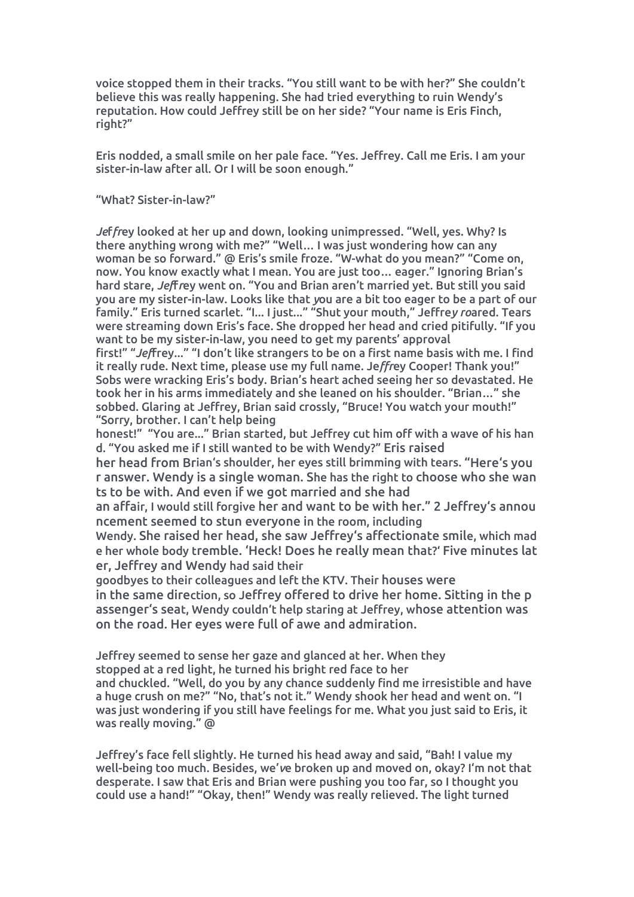voice stopped them in their tracks. "You still want to be with her?" She couldn't believe this was really happening. She had tried everything to ruin Wendy's reputation. How could Jeffrey still be on her side? "Your name is Eris Finch, right?"

Eris nodded, a small smile on her pale face. "Yes. Jeffrey. Call me Eris. I am your sister-in-law after all. Or I will be soon enough."

"What? Sister-in-law?"

Jeffrey looked at her up and down, looking unimpressed. "Well, yes. Why? Is there anything wrong with me?" "Well… I was just wondering how can any woman be so forward." @ Eris's smile froze. "W-what do you mean?" "Come on, now. You know exactly what I mean. You are just too… eager." Ignoring Brian's hard stare, Jeffrey went on. "You and Brian aren't married yet. But still you said you are my sister-in-law. Looks like that you are a bit too eager to be a part of our family." Eris turned scarlet. "I... I just..." "Shut your mouth," Jeffrey roared. Tears were streaming down Eris's face. She dropped her head and cried pitifully. "If you want to be my sister-in-law, you need to get my parents' approval first!" "Jeffrey..." "I don't like strangers to be on a first name basis with me. I find it really rude. Next time, please use my full name. Jeffrey Cooper! Thank you!" Sobs were wracking Eris's body. Brian's heart ached seeing her so devastated. He took her in his arms immediately and she leaned on his shoulder. "Brian…" she sobbed. Glaring at Jeffrey, Brian said crossly, "Bruce! You watch your mouth!" "Sorry, brother. I can't help being honest!" "You are..." Brian started, but Jeffrey cut him off with a wave of his hand. "You asked me if I still wanted to be with Wendy?" Eris raised her head from Brian's shoulder, her eyes still brimming with tears. "Here's your answer. Wendy is a single woman. She has the right to choose who she wants to be with. And even if we got married and she had an affair, I would still forgive her and want to be with her." 2 Jeffrey's announcement seemed to stun everyone in the room, including Wendy. She raised her head, she saw Jeffrey's affectionate smile, which made her whole body tremble. 'Heck! Does he really mean that?' Five minutes later, Jeffrey and Wendy had said their goodbyes to their colleagues and left the KTV. Their houses were in the same direction, so Jeffrey offered to drive her home. Sitting in the passenger's seat, Wendy couldn't help staring at Jeffrey, whose attention was on the road. Her eyes were full of awe and admiration.

Jeffrey seemed to sense her gaze and glanced at her. When they stopped at a red light, he turned his bright red face to her and chuckled. "Well, do you by any chance suddenly find me irresistible and have a huge crush on me?" "No, that's not it." Wendy shook her head and went on. "I was just wondering if you still have feelings for me. What you just said to Eris, it was really moving." @

Jeffrey's face fell slightly. He turned his head away and said, "Bah! I value my well-being too much. Besides, we've broken up and moved on, okay? I'm not that desperate. I saw that Eris and Brian were pushing you too far, so I thought you could use a hand!" "Okay, then!" Wendy was really relieved. The light turned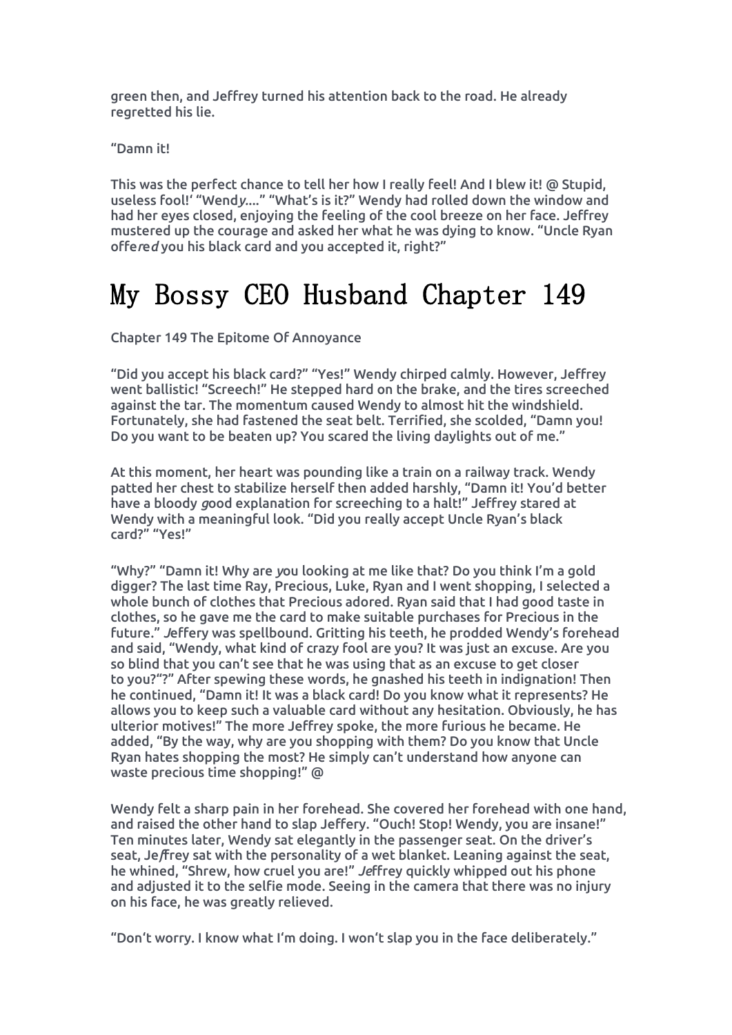green then, and Jeffrey turned his attention back to the road. He already regretted his lie.

"Damn it!

This was the perfect chance to tell her how I really feel! And I blew it! @ Stupid, useless fool!' "Wendy...." "What's is it?" Wendy had rolled down the window and had her eyes closed, enjoying the feeling of the cool breeze on her face. Jeffrey mustered up the courage and asked her what he was dying to know. "Uncle Ryan offered you his black card and you accepted it, right?"

# My Bossy CEO Husband Chapter 149

Chapter 149 The Epitome Of Annoyance

"Did you accept his black card?" "Yes!" Wendy chirped calmly. However, Jeffrey went ballistic! "Screech!" He stepped hard on the brake, and the tires screeched against the tar. The momentum caused Wendy to almost hit the windshield. Fortunately, she had fastened the seat belt. Terrified, she scolded, "Damn you! Do you want to be beaten up? You scared the living daylights out of me."

At this moment, her heart was pounding like a train on a railway track. Wendy patted her chest to stabilize herself then added harshly, "Damn it! You'd better have a bloody good explanation for screeching to a halt!" Jeffrey stared at Wendy with a meaningful look. "Did you really accept Uncle Ryan's black card?" "Yes!"

"Why?" "Damn it! Why are you looking at me like that? Do you think I'm a gold digger? The last time Ray, Precious, Luke, Ryan and I went shopping, I selected a whole bunch of clothes that Precious adored. Ryan said that I had good taste in clothes, so he gave me the card to make suitable purchases for Precious in the future." Jeffery was spellbound. Gritting his teeth, he prodded Wendy's forehead and said, "Wendy, what kind of crazy fool are you? It was just an excuse. Are you so blind that you can't see that he was using that as an excuse to get closer to you?"?" After spewing these words, he gnashed his teeth in indignation! Then he continued, "Damn it! It was a black card! Do you know what it represents? He allows you to keep such a valuable card without any hesitation. Obviously, he has ulterior motives!" The more Jeffrey spoke, the more furious he became. He added, "By the way, why are you shopping with them? Do you know that Uncle Ryan hates shopping the most? He simply can't understand how anyone can waste precious time shopping!" @

Wendy felt a sharp pain in her forehead. She covered her forehead with one hand, and raised the other hand to slap Jeffery. "Ouch! Stop! Wendy, you are insane!" Ten minutes later, Wendy sat elegantly in the passenger seat. On the driver's seat, Jeffrey sat with the personality of a wet blanket. Leaning against the seat, he whined, "Shrew, how cruel you are!" Jeffrey quickly whipped out his phone and adjusted it to the selfie mode. Seeing in the camera that there was no injury on his face, he was greatly relieved.

"Don't worry. I know what I'm doing. I won't slap you in the face deliberately."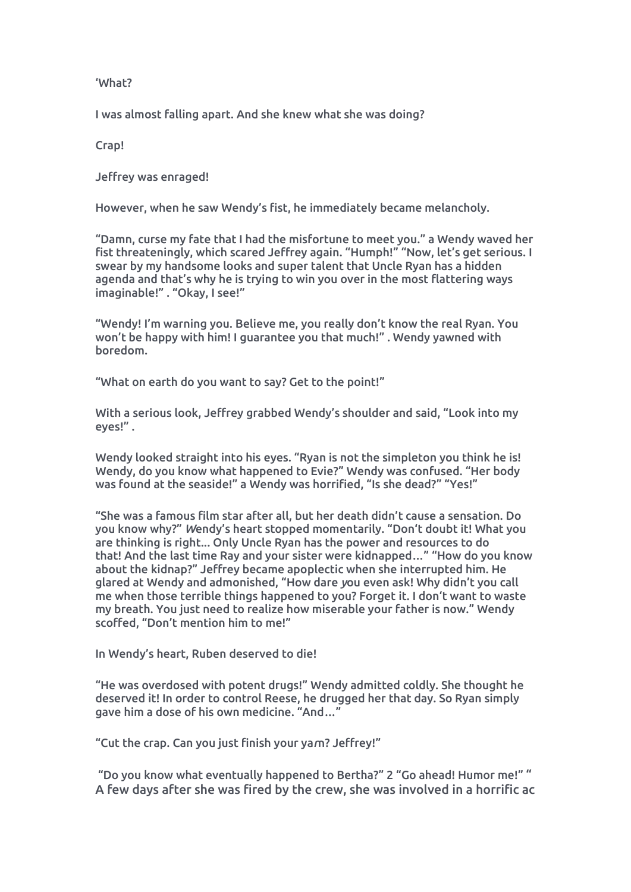'What?

I was almost falling apart. And she knew what she was doing?

Crap!

Jeffrey was enraged!

However, when he saw Wendy's fist, he immediately became melancholy.

"Damn, curse my fate that I had the misfortune to meet you." a Wendy waved her fist threateningly, which scared Jeffrey again. "Humph!" "Now, let's get serious. I swear by my handsome looks and super talent that Uncle Ryan has a hidden agenda and that's why he is trying to win you over in the most flattering ways imaginable!" . "Okay, I see!"

"Wendy! I'm warning you. Believe me, you really don't know the real Ryan. You won't be happy with him! I guarantee you that much!" . Wendy yawned with boredom.

"What on earth do you want to say? Get to the point!"

With a serious look, Jeffrey grabbed Wendy's shoulder and said, "Look into my eyes!" .

Wendy looked straight into his eyes. "Ryan is not the simpleton you think he is! Wendy, do you know what happened to Evie?" Wendy was confused. "Her body was found at the seaside!" a Wendy was horrified, "Is she dead?" "Yes!"

"She was a famous film star after all, but her death didn't cause a sensation. Do you know why?" *W*endy's heart stopped momentarily. "Don't doubt it! What you are thinking is right... Only Uncle Ryan has the power and resources to do that! And the last time Ray and your sister were kidnapped…" "How do you know about the kidnap?" Jeffrey became apoplectic when she interrupted him. He glared at Wendy and admonished, "How dare *y*ou even ask! Why didn't you call me when those terrible things happened to you? Forget it. I don't want to waste my breath. You just need to realize how miserable your father is now." Wendy scoffed, "Don't mention him to me!"

In Wendy's heart, Ruben deserved to die!

"He was overdosed with potent drugs!" Wendy admitted coldly. She thought he deserved it! In order to control Reese, he drugged her that day. So Ryan simply gave him a dose of his own medicine. "And…"

"Cut the crap. Can you just finish your ya*r*n? Jeffrey!"

"Do you know what eventually happened to Bertha?" 2 "Go ahead! Humor me!" " A few days after she was fired by the crew, she was involved in a horrific ac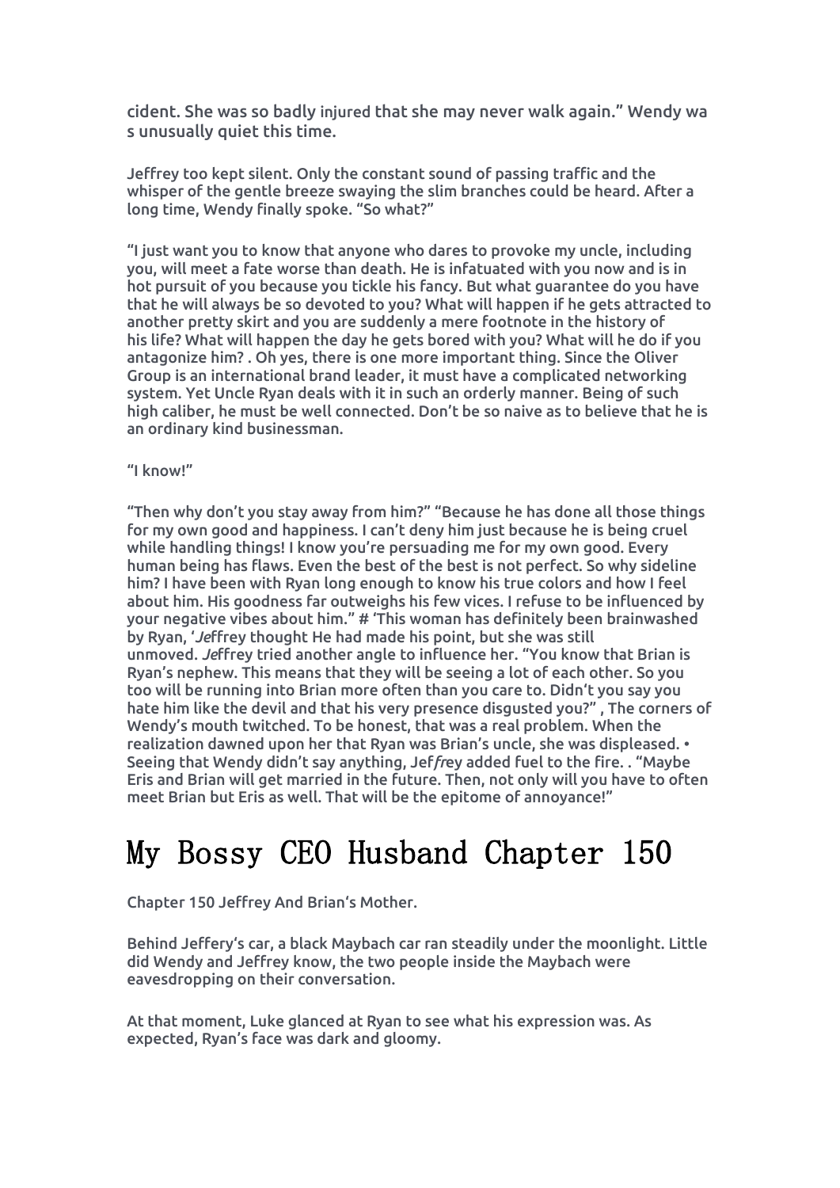cident. She was so badly injured that she may never walk again." Wendy wa s unusually quiet this time.

Jeffrey too kept silent. Only the constant sound of passing traffic and the whisper of the gentle breeze swaying the slim branches could be heard. After a long time, Wendy finally spoke. "So what?"

"I just want you to know that anyone who dares to provoke my uncle, including you, will meet a fate worse than death. He is infatuated with you now and is in hot pursuit of you because you tickle his fancy. But what guarantee do you have that he will always be so devoted to you? What will happen if he gets attracted to another pretty skirt and you are suddenly a mere footnote in the history of his life? What will happen the day he gets bored with you? What will he do if you antagonize him? . Oh yes, there is one more important thing. Since the Oliver Group is an international brand leader, it must have a complicated networking system. Yet Uncle Ryan deals with it in such an orderly manner. Being of such high caliber, he must be well connected. Don't be so naive as to believe that he is an ordinary kind businessman.

"I know!"

"Then why don't you stay away from him?" "Because he has done all those things for my own good and happiness. I can't deny him just because he is being cruel while handling things! I know you're persuading me for my own good. Every human being has flaws. Even the best of the best is not perfect. So why sideline him? I have been with Ryan long enough to know his true colors and how I feel about him. His goodness far outweighs his few vices. I refuse to be influenced by your negative vibes about him." # 'This woman has definitely been brainwashed by Ryan, '*Je*ffrey thought He had made his point, but she was still unmoved. *Je*ffrey tried another angle to influence her. "You know that Brian is Ryan's nephew. This means that they will be seeing a lot of each other. So you too will be running into Brian more often than you care to. Didn't you say you hate him like the devil and that his very presence disgusted you?" , The corners of Wendy's mouth twitched. To be honest, that was a real problem. When the realization dawned upon her that Ryan was Brian's uncle, she was displeased. • Seeing that Wendy didn't say anything, Jef*fr*ey added fuel to the fire. . "Maybe Eris and Brian will get married in the future. Then, not only will you have to often meet Brian but Eris as well. That will be the epitome of annoyance!"

# My Bossy CEO Husband Chapter 150

Chapter 150 Jeffrey And Brian's Mother.

Behind Jeffery's car, a black Maybach car ran steadily under the moonlight. Little did Wendy and Jeffrey know, the two people inside the Maybach were eavesdropping on their conversation.

At that moment, Luke glanced at Ryan to see what his expression was. As expected, Ryan's face was dark and gloomy.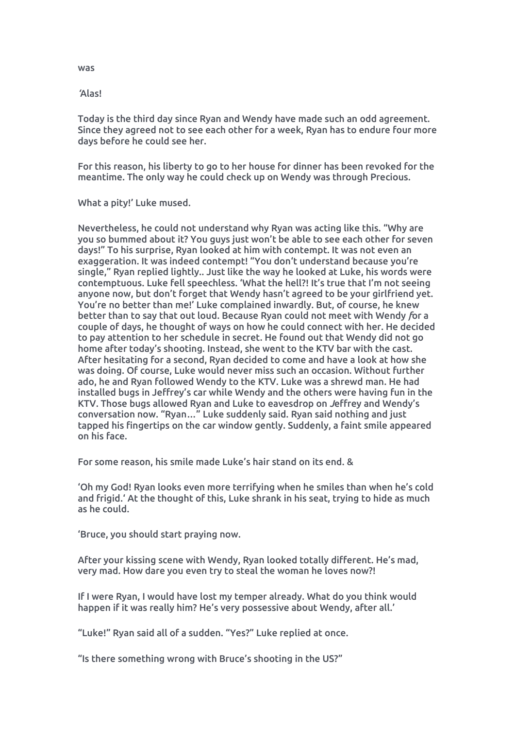was

'Alas!

Today is the third day since Ryan and Wendy have made such an odd agreement. Since they agreed not to see each other for a week, Ryan has to endure four more days before he could see her.

For this reason, his liberty to go to her house for dinner has been revoked for the meantime. The only way he could check up on Wendy was through Precious.

What a pity!' Luke mused.

Nevertheless, he could not understand why Ryan was acting like this. "Why are you so bummed about it? You guys just won't be able to see each other for seven days!" To his surprise, Ryan looked at him with contempt. It was not even an exaggeration. It was indeed contempt! "You don't understand because you're single," Ryan replied lightly.. Just like the way he looked at Luke, his words were contemptuous. Luke fell speechless. 'What the hell?! It's true that I'm not seeing anyone now, but don't forget that Wendy hasn't agreed to be your girlfriend yet. You're no better than me!' Luke complained inwardly. But, of course, he knew better than to say that out loud. Because Ryan could not meet with Wendy *f*or a couple of days, he thought of ways on how he could connect with her. He decided to pay attention to her schedule in secret. He found out that Wendy did not go home after today's shooting. Instead, she went to the KTV bar with the cast. After hesitating for a second, Ryan decided to come and have a look at how she was doing. Of course, Luke would never miss such an occasion. Without further ado, he and Ryan followed Wendy to the KTV. Luke was a shrewd man. He had installed bugs in Jeffrey's car while Wendy and the others were having fun in the KTV. Those bugs allowed Ryan and Luke to eavesdrop on *J*effrey and Wendy's conversation now. "Ryan..." Luke suddenly said. Ryan said nothing and just tapped his fingertips on the car window gently. Suddenly, a faint smile appeared on his face.

For some reason, his smile made Luke's hair stand on its end. &

'Oh my God! Ryan looks even more terrifying when he smiles than when he's cold and frigid.' At the thought of this, Luke shrank in his seat, trying to hide as much as he could.

'Bruce, you should start praying now.

After your kissing scene with Wendy, Ryan looked totally different. He's mad, very mad. How dare you even try to steal the woman he loves now?!

If I were Ryan, I would have lost my temper already. What do you think would happen if it was really him? He's very possessive about Wendy, after all.'

"Luke!" Ryan said all of a sudden. "Yes?" Luke replied at once.

"Is there something wrong with Bruce's shooting in the US?"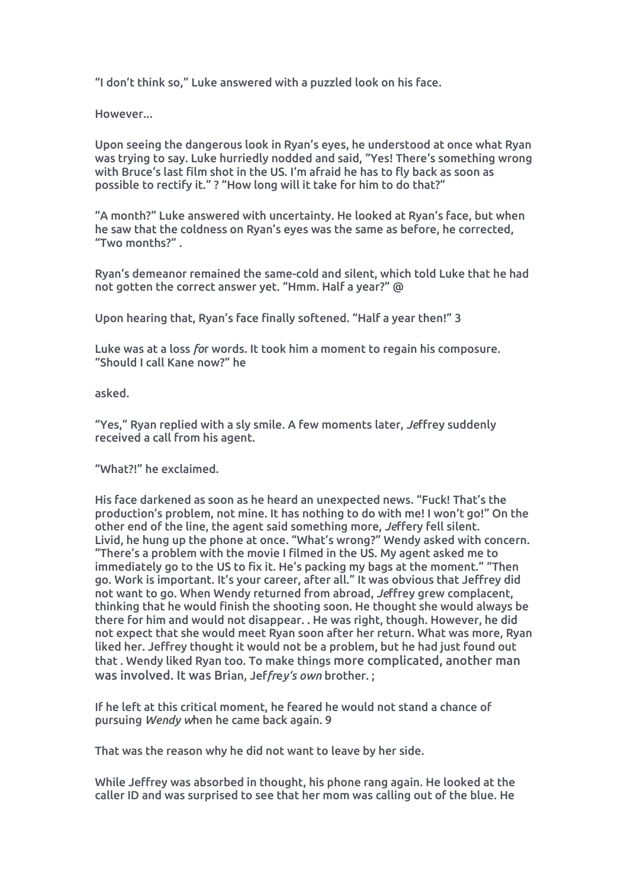"I don't think so," Luke answered with a puzzled look on his face.

However...

Upon seeing the dangerous look in Ryan's eyes, he understood at once what Ryan was trying to say. Luke hurriedly nodded and said, "Yes! There's something wrong with Bruce's last film shot in the US. I'm afraid he has to fly back as soon as possible to rectify it." ? "How long will it take for him to do that?"

"A month?" Luke answered with uncertainty. He looked at Ryan's face, but when he saw that the coldness on Ryan's eyes was the same as before, he corrected, "Two months?" .

Ryan's demeanor remained the same-cold and silent, which told Luke that he had not gotten the correct answer yet. "Hmm. Half a year?" @

Upon hearing that, Ryan's face finally softened. "Half a year then!" 3

Luke was at a loss *fo*r words. It took him a moment to regain his composure. "Should I call Kane now?" he

asked.

"Yes," Ryan replied with a sly smile. A few moments later, *Je*ffrey suddenly received a call from his agent.

"What?!" he exclaimed.

His face darkened as soon as he heard an unexpected news. "Fuck! That's the production's problem, not mine. It has nothing to do with me! I won't go!" On the other end of the line, the agent said something more, *Je*ffery fell silent. Livid, he hung up the phone at once. "What's wrong?" Wendy asked with concern. "There's a problem with the movie I filmed in the US. My agent asked me to immediately go to the US to fix it. He's packing my bags at the moment." "Then go. Work is important. It's your career, after all." It was obvious that Jeffrey did not want to go. When Wendy returned from abroad, *Je*ffrey grew complacent, thinking that he would finish the shooting soon. He thought she would always be there for him and would not disappear. . He was right, though. However, he did not expect that she would meet Ryan soon after her return. What was more, Ryan liked her. Jeffrey thought it would not be a problem, but he had just found out that . Wendy liked Ryan too. To make things more complicated, another man was involved. It was Brian, Jef*frey's own* brother. ;

If he left at this critical moment, he feared he would not stand a chance of pursuing *Wendy w*hen he came back again. 9

That was the reason why he did not want to leave by her side.

While Jeffrey was absorbed in thought, his phone rang again. He looked at the caller ID and was surprised to see that her mom was calling out of the blue. He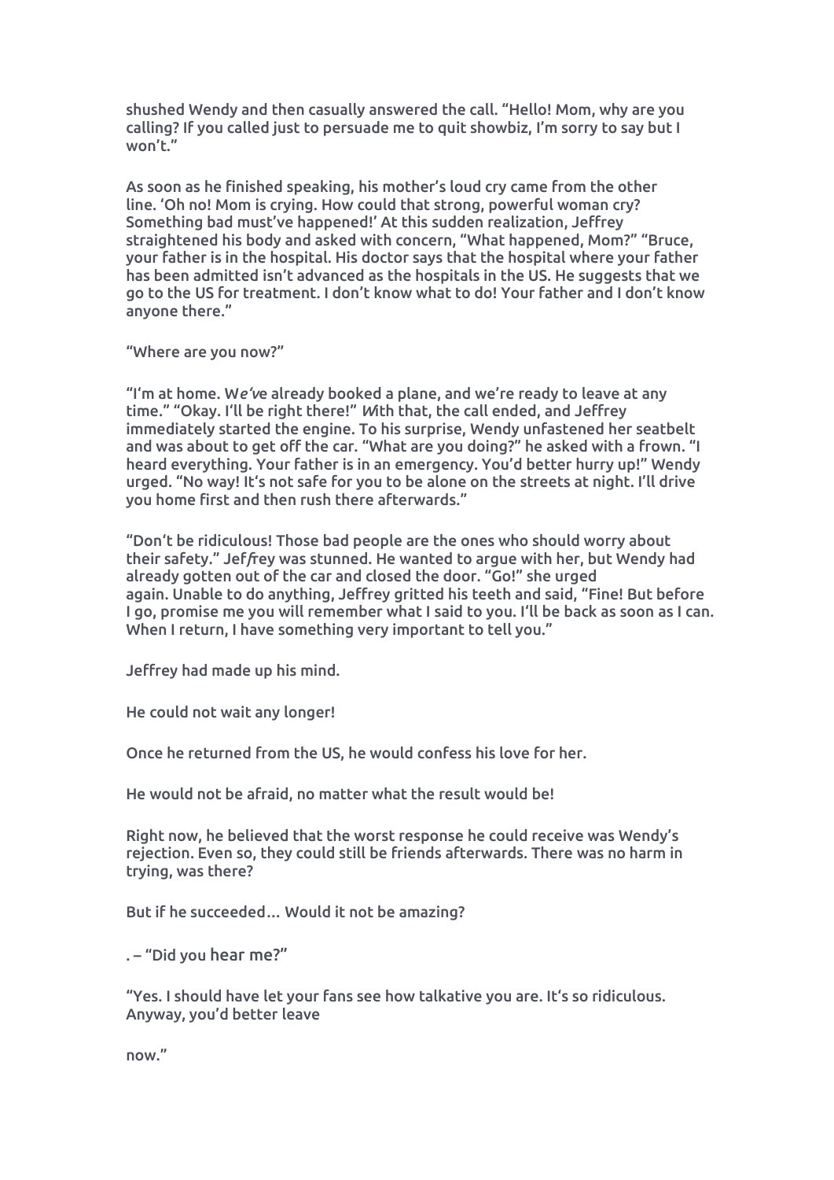shushed Wendy and then casually answered the call. "Hello! Mom, why are you calling? If you called just to persuade me to quit showbiz, I'm sorry to say but I won't."

As soon as he finished speaking, his mother's loud cry came from the other line. 'Oh no! Mom is crying. How could that strong, powerful woman cry? Something bad must've happened!' At this sudden realization, Jeffrey straightened his body and asked with concern, "What happened, Mom?" "Bruce, your father is in the hospital. His doctor says that the hospital where your father has been admitted isn't advanced as the hospitals in the US. He suggests that we go to the US for treatment. I don't know what to do! Your father and I don't know anyone there."

"Where are you now?"

"I'm at home. We've already booked a plane, and we're ready to leave at any time." "Okay. I'll be right there!" With that, the call ended, and Jeffrey immediately started the engine. To his surprise, Wendy unfastened her seatbelt and was about to get off the car. "What are you doing?" he asked with a frown. "I heard everything. Your father is in an emergency. You'd better hurry up!" Wendy urged. "No way! It's not safe for you to be alone on the streets at night. I'll drive you home first and then rush there afterwards."

"Don't be ridiculous! Those bad people are the ones who should worry about their safety." Jeffrey was stunned. He wanted to argue with her, but Wendy had already gotten out of the car and closed the door. "Go!" she urged again. Unable to do anything, Jeffrey gritted his teeth and said, "Fine! But before I go, promise me you will remember what I said to you. I'll be back as soon as I can. When I return, I have something very important to tell you."

Jeffrey had made up his mind.

He could not wait any longer!

Once he returned from the US, he would confess his love for her.

He would not be afraid, no matter what the result would be!

Right now, he believed that the worst response he could receive was Wendy's rejection. Even so, they could still be friends afterwards. There was no harm in trying, was there?

But if he succeeded… Would it not be amazing?

. – "Did you hear me?"

"Yes. I should have let your fans see how talkative you are. It's so ridiculous. Anyway, you'd better leave

now."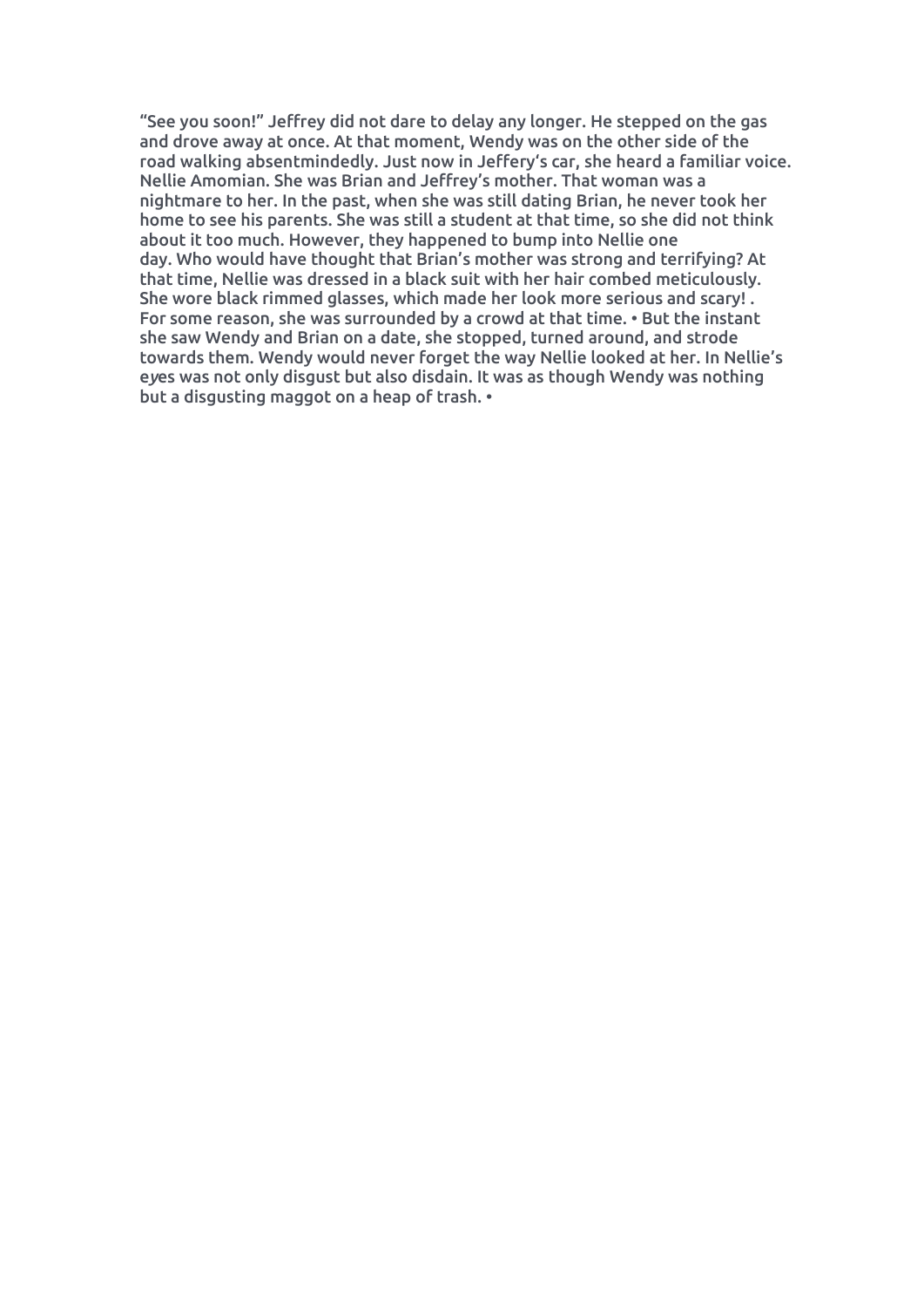"See you soon!" Jeffrey did not dare to delay any longer. He stepped on the gas and drove away at once. At that moment, Wendy was on the other side of the road walking absentmindedly. Just now in Jeffery's car, she heard a familiar voice. Nellie Amomian. She was Brian and Jeffrey's mother. That woman was a nightmare to her. In the past, when she was still dating Brian, he never took her home to see his parents. She was still a student at that time, so she did not think about it too much. However, they happened to bump into Nellie one day. Who would have thought that Brian's mother was strong and terrifying? At that time, Nellie was dressed in a black suit with her hair combed meticulously. She wore black rimmed glasses, which made her look more serious and scary! . For some reason, she was surrounded by a crowd at that time. • But the instant she saw Wendy and Brian on a date, she stopped, turned around, and strode towards them. Wendy would never forget the way Nellie looked at her. In Nellie's eyes was not only disgust but also disdain. It was as though Wendy was nothing but a disgusting maggot on a heap of trash. •